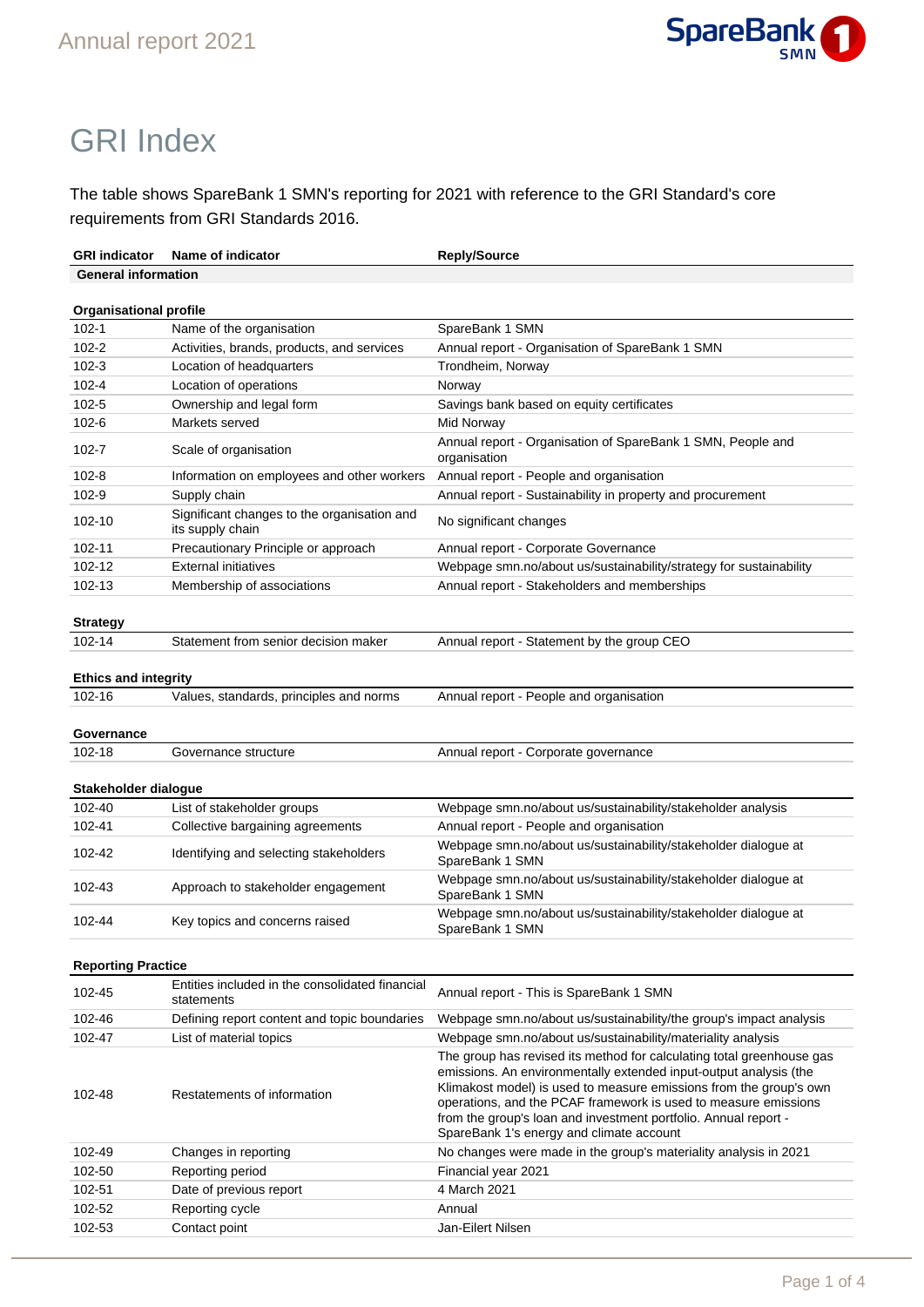# GRI Index

The table shows SpareBank 1 SMN's reporting for 2021 with reference to the GRI Standard's core requirements from GRI Standards 2016.

| GRI indicator | Name of indicator | Reply/Source |
|---|---|---|
| **General information** | | |
| **Organisational profile** | | |
| 102-1 | Name of the organisation | SpareBank 1 SMN |
| 102-2 | Activities, brands, products, and services | Annual report - Organisation of SpareBank 1 SMN |
| 102-3 | Location of headquarters | Trondheim, Norway |
| 102-4 | Location of operations | Norway |
| 102-5 | Ownership and legal form | Savings bank based on equity certificates |
| 102-6 | Markets served | Mid Norway |
| 102-7 | Scale of organisation | Annual report - Organisation of SpareBank 1 SMN, People and organisation |
| 102-8 | Information on employees and other workers | Annual report - People and organisation |
| 102-9 | Supply chain | Annual report - Sustainability in property and procurement |
| 102-10 | Significant changes to the organisation and its supply chain | No significant changes |
| 102-11 | Precautionary Principle or approach | Annual report - Corporate Governance |
| 102-12 | External initiatives | Webpage smn.no/about us/sustainability/strategy for sustainability |
| 102-13 | Membership of associations | Annual report - Stakeholders and memberships |
| **Strategy** | | |
| 102-14 | Statement from senior decision maker | Annual report - Statement by the group CEO |
| **Ethics and integrity** | | |
| 102-16 | Values, standards, principles and norms | Annual report - People and organisation |
| **Governance** | | |
| 102-18 | Governance structure | Annual report - Corporate governance |
| **Stakeholder dialogue** | | |
| 102-40 | List of stakeholder groups | Webpage smn.no/about us/sustainability/stakeholder analysis |
| 102-41 | Collective bargaining agreements | Annual report - People and organisation |
| 102-42 | Identifying and selecting stakeholders | Webpage smn.no/about us/sustainability/stakeholder dialogue at SpareBank 1 SMN |
| 102-43 | Approach to stakeholder engagement | Webpage smn.no/about us/sustainability/stakeholder dialogue at SpareBank 1 SMN |
| 102-44 | Key topics and concerns raised | Webpage smn.no/about us/sustainability/stakeholder dialogue at SpareBank 1 SMN |
| **Reporting Practice** | | |
| 102-45 | Entities included in the consolidated financial statements | Annual report - This is SpareBank 1 SMN |
| 102-46 | Defining report content and topic boundaries | Webpage smn.no/about us/sustainability/the group's impact analysis |
| 102-47 | List of material topics | Webpage smn.no/about us/sustainability/materiality analysis |
| 102-48 | Restatements of information | The group has revised its method for calculating total greenhouse gas emissions. An environmentally extended input-output analysis (the Klimakost model) is used to measure emissions from the group's own operations, and the PCAF framework is used to measure emissions from the group's loan and investment portfolio. Annual report - SpareBank 1's energy and climate account |
| 102-49 | Changes in reporting | No changes were made in the group's materiality analysis in 2021 |
| 102-50 | Reporting period | Financial year 2021 |
| 102-51 | Date of previous report | 4 March 2021 |
| 102-52 | Reporting cycle | Annual |
| 102-53 | Contact point | Jan-Eilert Nilsen |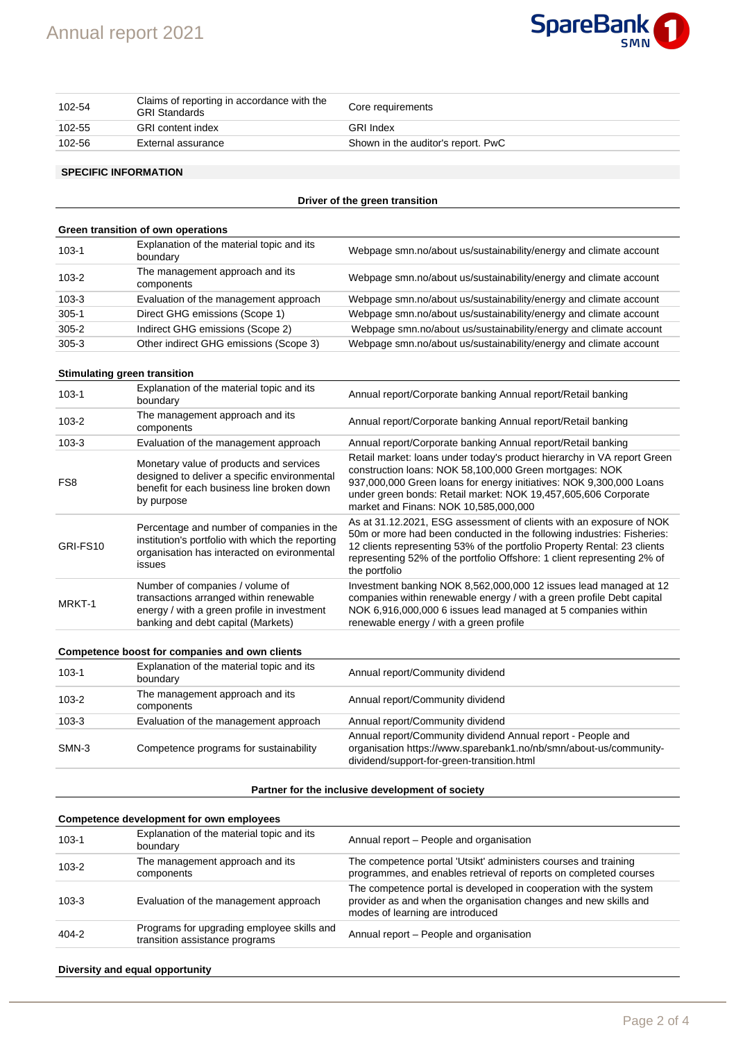| | | |
|---|---|---|
| 102-54 | Claims of reporting in accordance with the GRI Standards | Core requirements |
| 102-55 | GRI content index | GRI Index |
| 102-56 | External assurance | Shown in the auditor's report. PwC |

**SPECIFIC INFORMATION**

**Driver of the green transition**

**Green transition of own operations**

| | | |
|---|---|---|
| 103-1 | Explanation of the material topic and its boundary | Webpage smn.no/about us/sustainability/energy and climate account |
| 103-2 | The management approach and its components | Webpage smn.no/about us/sustainability/energy and climate account |
| 103-3 | Evaluation of the management approach | Webpage smn.no/about us/sustainability/energy and climate account |
| 305-1 | Direct GHG emissions (Scope 1) | Webpage smn.no/about us/sustainability/energy and climate account |
| 305-2 | Indirect GHG emissions (Scope 2) | Webpage smn.no/about us/sustainability/energy and climate account |
| 305-3 | Other indirect GHG emissions (Scope 3) | Webpage smn.no/about us/sustainability/energy and climate account |

**Stimulating green transition**

| | | |
|---|---|---|
| 103-1 | Explanation of the material topic and its boundary | Annual report/Corporate banking Annual report/Retail banking |
| 103-2 | The management approach and its components | Annual report/Corporate banking Annual report/Retail banking |
| 103-3 | Evaluation of the management approach | Annual report/Corporate banking Annual report/Retail banking |
| FS8 | Monetary value of products and services designed to deliver a specific environmental benefit for each business line broken down by purpose | Retail market: loans under today's product hierarchy in VA report Green construction loans: NOK 58,100,000 Green mortgages: NOK 937,000,000 Green loans for energy initiatives: NOK 9,300,000 Loans under green bonds: Retail market: NOK 19,457,605,606 Corporate market and Finans: NOK 10,585,000,000 |
| GRI-FS10 | Percentage and number of companies in the institution's portfolio with which the reporting organisation has interacted on evironmental issues | As at 31.12.2021, ESG assessment of clients with an exposure of NOK 50m or more had been conducted in the following industries: Fisheries: 12 clients representing 53% of the portfolio Property Rental: 23 clients representing 52% of the portfolio Offshore: 1 client representing 2% of the portfolio |
| MRKT-1 | Number of companies / volume of transactions arranged within renewable energy / with a green profile in investment banking and debt capital (Markets) | Investment banking NOK 8,562,000,000 12 issues lead managed at 12 companies within renewable energy / with a green profile Debt capital NOK 6,916,000,000 6 issues lead managed at 5 companies within renewable energy / with a green profile |

**Competence boost for companies and own clients**

| | | |
|---|---|---|
| 103-1 | Explanation of the material topic and its boundary | Annual report/Community dividend |
| 103-2 | The management approach and its components | Annual report/Community dividend |
| 103-3 | Evaluation of the management approach | Annual report/Community dividend |
| SMN-3 | Competence programs for sustainability | Annual report/Community dividend Annual report - People and organisation https://www.sparebank1.no/nb/smn/about-us/community-dividend/support-for-green-transition.html |

**Partner for the inclusive development of society**

**Competence development for own employees**

| | | |
|---|---|---|
| 103-1 | Explanation of the material topic and its boundary | Annual report – People and organisation |
| 103-2 | The management approach and its components | The competence portal 'Utsikt' administers courses and training programmes, and enables retrieval of reports on completed courses |
| 103-3 | Evaluation of the management approach | The competence portal is developed in cooperation with the system provider as and when the organisation changes and new skills and modes of learning are introduced |
| 404-2 | Programs for upgrading employee skills and transition assistance programs | Annual report – People and organisation |

**Diversity and equal opportunity**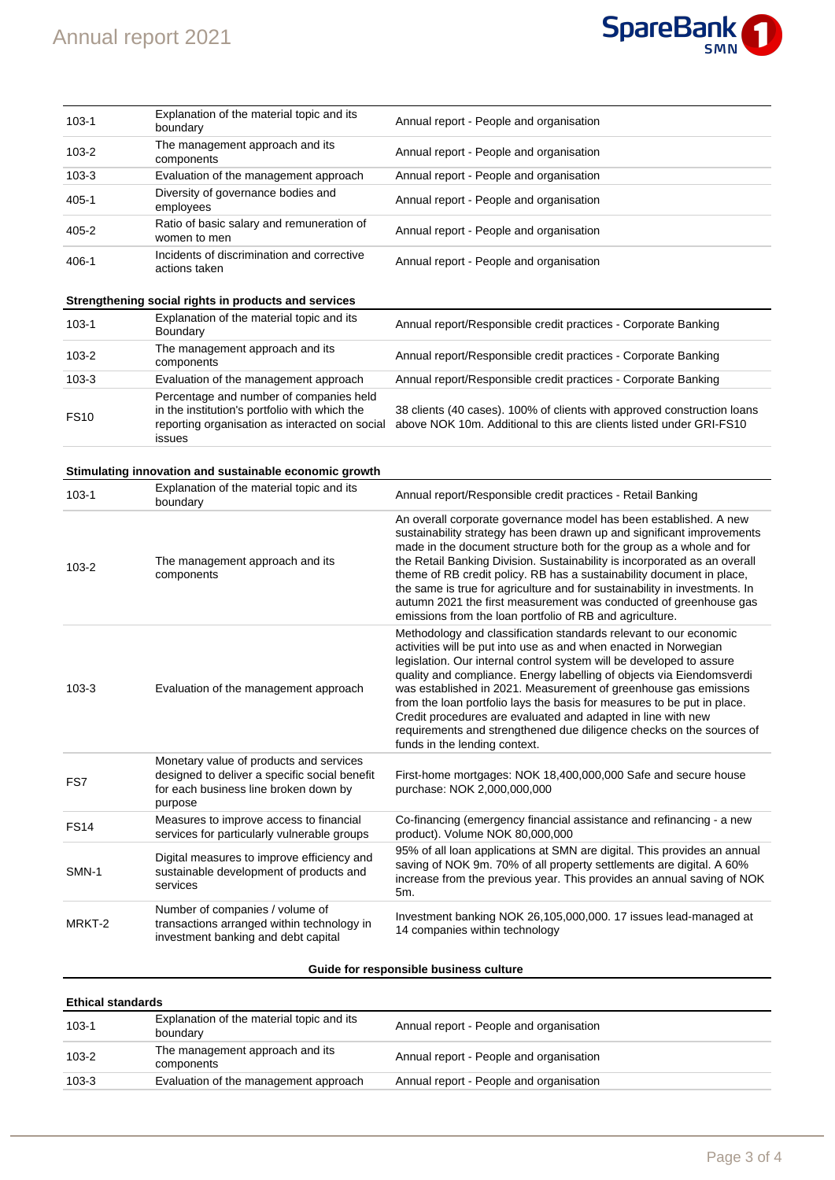| | | |
|---|---|---|
| 103-1 | Explanation of the material topic and its boundary | Annual report - People and organisation |
| 103-2 | The management approach and its components | Annual report - People and organisation |
| 103-3 | Evaluation of the management approach | Annual report - People and organisation |
| 405-1 | Diversity of governance bodies and employees | Annual report - People and organisation |
| 405-2 | Ratio of basic salary and remuneration of women to men | Annual report - People and organisation |
| 406-1 | Incidents of discrimination and corrective actions taken | Annual report - People and organisation |

**Strengthening social rights in products and services**

| | | |
|---|---|---|
| 103-1 | Explanation of the material topic and its Boundary | Annual report/Responsible credit practices - Corporate Banking |
| 103-2 | The management approach and its components | Annual report/Responsible credit practices - Corporate Banking |
| 103-3 | Evaluation of the management approach | Annual report/Responsible credit practices - Corporate Banking |
| FS10 | Percentage and number of companies held in the institution's portfolio with which the reporting organisation as interacted on social issues | 38 clients (40 cases). 100% of clients with approved construction loans above NOK 10m. Additional to this are clients listed under GRI-FS10 |

**Stimulating innovation and sustainable economic growth**

| | | |
|---|---|---|
| 103-1 | Explanation of the material topic and its boundary | Annual report/Responsible credit practices - Retail Banking |
| 103-2 | The management approach and its components | An overall corporate governance model has been established. A new sustainability strategy has been drawn up and significant improvements made in the document structure both for the group as a whole and for the Retail Banking Division. Sustainability is incorporated as an overall theme of RB credit policy. RB has a sustainability document in place, the same is true for agriculture and for sustainability in investments. In autumn 2021 the first measurement was conducted of greenhouse gas emissions from the loan portfolio of RB and agriculture. |
| 103-3 | Evaluation of the management approach | Methodology and classification standards relevant to our economic activities will be put into use as and when enacted in Norwegian legislation. Our internal control system will be developed to assure quality and compliance. Energy labelling of objects via Eiendomsverdi was established in 2021. Measurement of greenhouse gas emissions from the loan portfolio lays the basis for measures to be put in place. Credit procedures are evaluated and adapted in line with new requirements and strengthened due diligence checks on the sources of funds in the lending context. |
| FS7 | Monetary value of products and services designed to deliver a specific social benefit for each business line broken down by purpose | First-home mortgages: NOK 18,400,000,000 Safe and secure house purchase: NOK 2,000,000,000 |
| FS14 | Measures to improve access to financial services for particularly vulnerable groups | Co-financing (emergency financial assistance and refinancing - a new product). Volume NOK 80,000,000 |
| SMN-1 | Digital measures to improve efficiency and sustainable development of products and services | 95% of all loan applications at SMN are digital. This provides an annual saving of NOK 9m. 70% of all property settlements are digital. A 60% increase from the previous year. This provides an annual saving of NOK 5m. |
| MRKT-2 | Number of companies / volume of transactions arranged within technology in investment banking and debt capital | Investment banking NOK 26,105,000,000. 17 issues lead-managed at 14 companies within technology |

**Guide for responsible business culture**

**Ethical standards**

| | | |
|---|---|---|
| 103-1 | Explanation of the material topic and its boundary | Annual report - People and organisation |
| 103-2 | The management approach and its components | Annual report - People and organisation |
| 103-3 | Evaluation of the management approach | Annual report - People and organisation |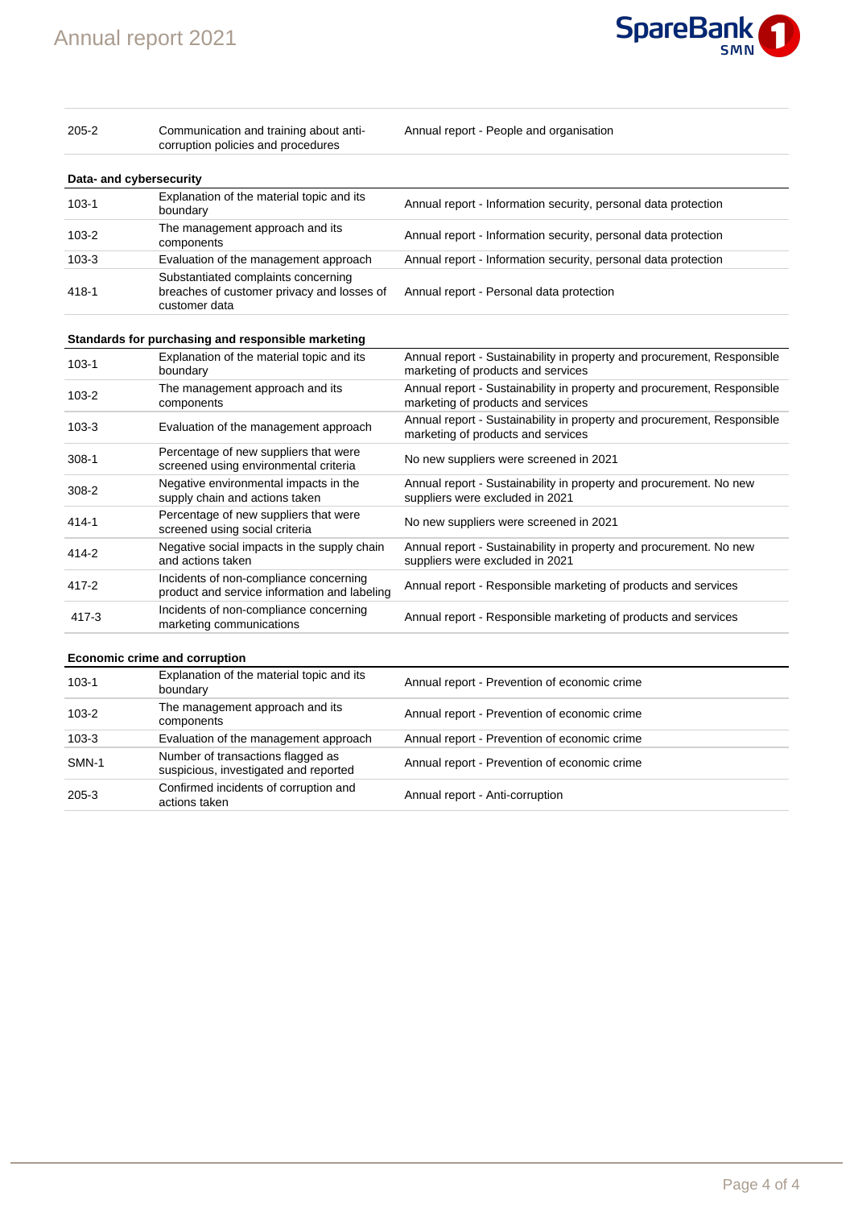| | | |
|---|---|---|
| 205-2 | Communication and training about anti-corruption policies and procedures | Annual report - People and organisation |

**Data- and cybersecurity**

| | | |
|---|---|---|
| 103-1 | Explanation of the material topic and its boundary | Annual report - Information security, personal data protection |
| 103-2 | The management approach and its components | Annual report - Information security, personal data protection |
| 103-3 | Evaluation of the management approach | Annual report - Information security, personal data protection |
| 418-1 | Substantiated complaints concerning breaches of customer privacy and losses of customer data | Annual report - Personal data protection |

**Standards for purchasing and responsible marketing**

| | | |
|---|---|---|
| 103-1 | Explanation of the material topic and its boundary | Annual report - Sustainability in property and procurement, Responsible marketing of products and services |
| 103-2 | The management approach and its components | Annual report - Sustainability in property and procurement, Responsible marketing of products and services |
| 103-3 | Evaluation of the management approach | Annual report - Sustainability in property and procurement, Responsible marketing of products and services |
| 308-1 | Percentage of new suppliers that were screened using environmental criteria | No new suppliers were screened in 2021 |
| 308-2 | Negative environmental impacts in the supply chain and actions taken | Annual report - Sustainability in property and procurement. No new suppliers were excluded in 2021 |
| 414-1 | Percentage of new suppliers that were screened using social criteria | No new suppliers were screened in 2021 |
| 414-2 | Negative social impacts in the supply chain and actions taken | Annual report - Sustainability in property and procurement. No new suppliers were excluded in 2021 |
| 417-2 | Incidents of non-compliance concerning product and service information and labeling | Annual report - Responsible marketing of products and services |
| 417-3 | Incidents of non-compliance concerning marketing communications | Annual report - Responsible marketing of products and services |

**Economic crime and corruption**

| | | |
|---|---|---|
| 103-1 | Explanation of the material topic and its boundary | Annual report - Prevention of economic crime |
| 103-2 | The management approach and its components | Annual report - Prevention of economic crime |
| 103-3 | Evaluation of the management approach | Annual report - Prevention of economic crime |
| SMN-1 | Number of transactions flagged as suspicious, investigated and reported | Annual report - Prevention of economic crime |
| 205-3 | Confirmed incidents of corruption and actions taken | Annual report - Anti-corruption |